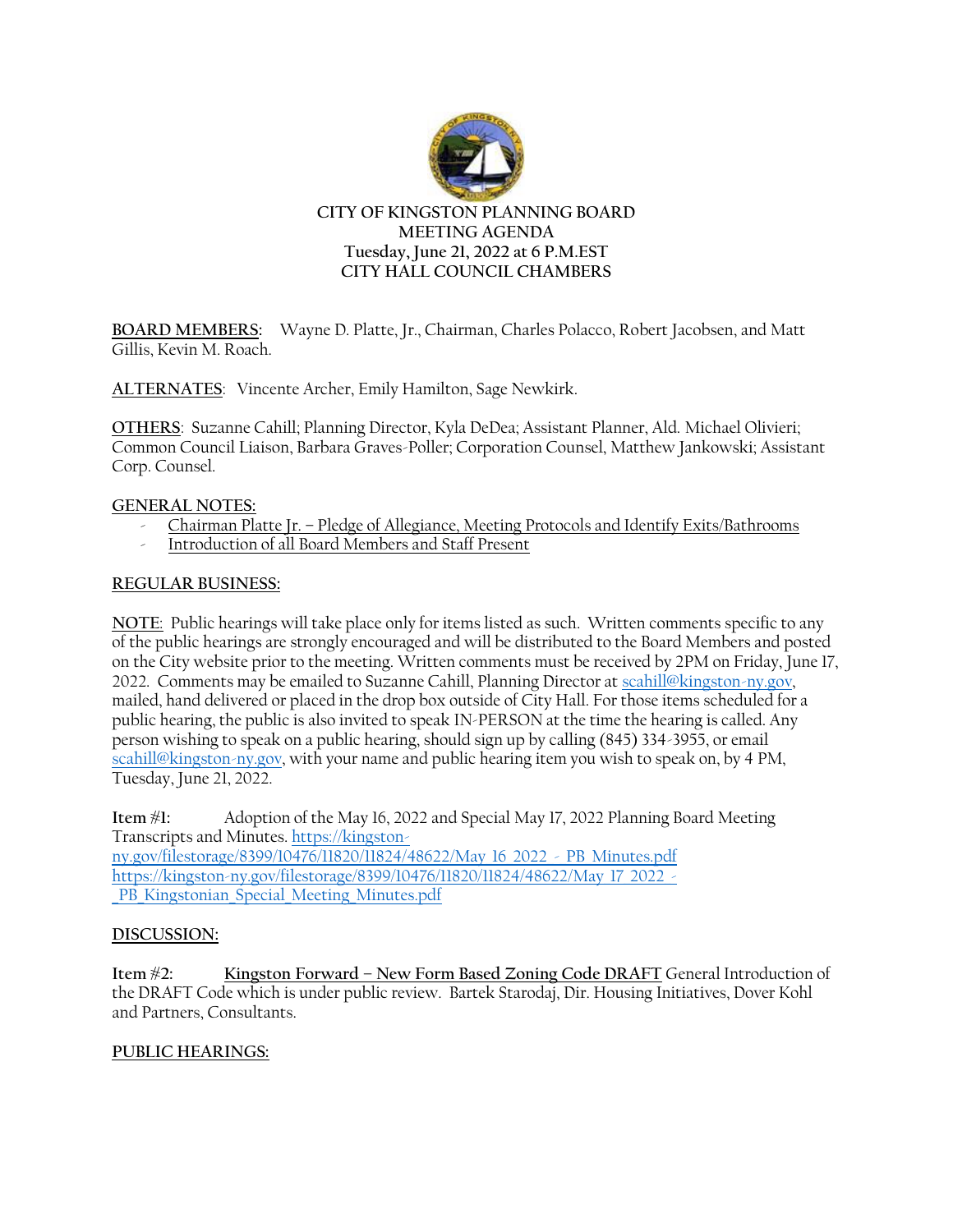**CITY OF KINGSTON PLANNING BOARD**
**MEETING AGENDA**
**Tuesday, June 21, 2022 at 6 P.M.EST**
**CITY HALL COUNCIL CHAMBERS**

**BOARD MEMBERS:** Wayne D. Platte, Jr., Chairman, Charles Polacco, Robert Jacobsen, and Matt Gillis, Kevin M. Roach.

**ALTERNATES**: Vincente Archer, Emily Hamilton, Sage Newkirk.

**OTHERS**: Suzanne Cahill; Planning Director, Kyla DeDea; Assistant Planner, Ald. Michael Olivieri; Common Council Liaison, Barbara Graves-Poller; Corporation Counsel, Matthew Jankowski; Assistant Corp. Counsel.

**GENERAL NOTES:**

- Chairman Platte Jr. – Pledge of Allegiance, Meeting Protocols and Identify Exits/Bathrooms
- Introduction of all Board Members and Staff Present

**REGULAR BUSINESS:**

NOTE: Public hearings will take place only for items listed as such. Written comments specific to any of the public hearings are strongly encouraged and will be distributed to the Board Members and posted on the City website prior to the meeting. Written comments must be received by 2PM on Friday, June 17, 2022. Comments may be emailed to Suzanne Cahill, Planning Director at scahill@kingston-ny.gov, mailed, hand delivered or placed in the drop box outside of City Hall. For those items scheduled for a public hearing, the public is also invited to speak IN-PERSON at the time the hearing is called. Any person wishing to speak on a public hearing, should sign up by calling (845) 334-3955, or email scahill@kingston-ny.gov, with your name and public hearing item you wish to speak on, by 4 PM, Tuesday, June 21, 2022.

**Item #1:** Adoption of the May 16, 2022 and Special May 17, 2022 Planning Board Meeting Transcripts and Minutes. https://kingston-ny.gov/filestorage/8399/10476/11820/11824/48622/May_16_2022_-_PB_Minutes.pdf https://kingston-ny.gov/filestorage/8399/10476/11820/11824/48622/May_17_2022_-_PB_Kingstonian_Special_Meeting_Minutes.pdf

**DISCUSSION:**

**Item #2:** **Kingston Forward – New Form Based Zoning Code DRAFT** General Introduction of the DRAFT Code which is under public review. Bartek Starodaj, Dir. Housing Initiatives, Dover Kohl and Partners, Consultants.

**PUBLIC HEARINGS:**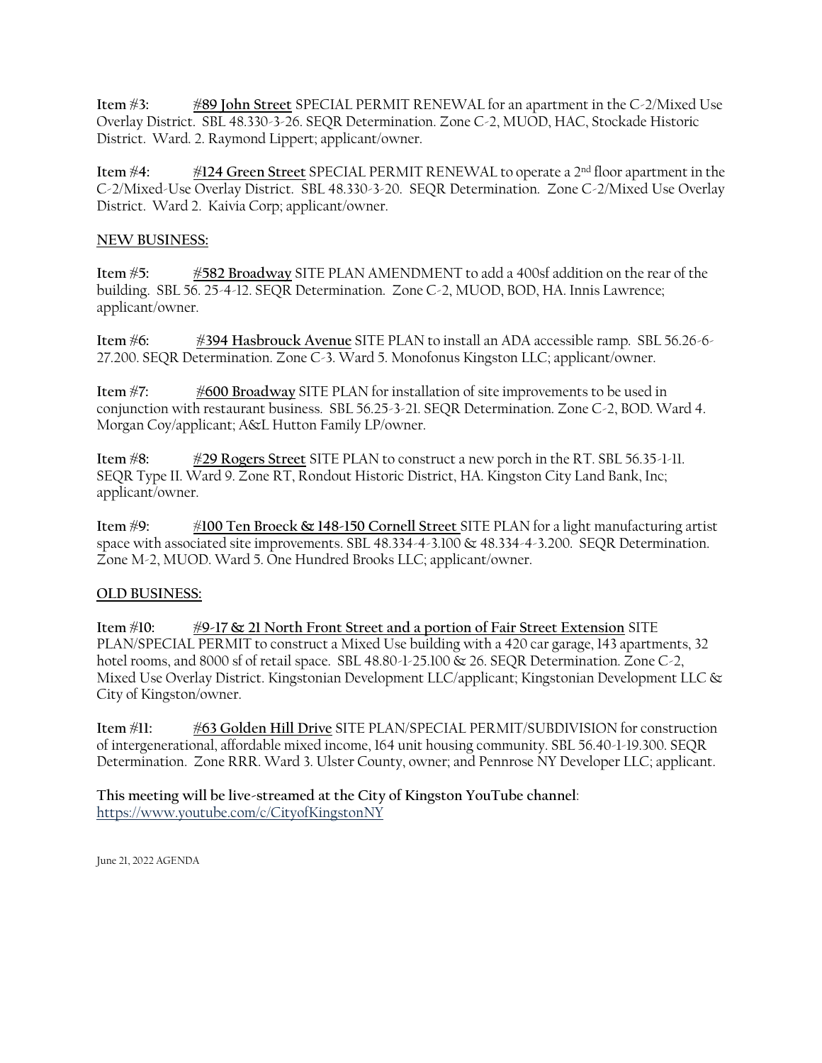**Item #3:** **#89 John Street** SPECIAL PERMIT RENEWAL for an apartment in the C-2/Mixed Use Overlay District. SBL 48.330-3-26. SEQR Determination. Zone C-2, MUOD, HAC, Stockade Historic District. Ward. 2. Raymond Lippert; applicant/owner.

**Item #4:** **#124 Green Street** SPECIAL PERMIT RENEWAL to operate a 2nd floor apartment in the C-2/Mixed-Use Overlay District. SBL 48.330-3-20. SEQR Determination. Zone C-2/Mixed Use Overlay District. Ward 2. Kaivia Corp; applicant/owner.

**NEW BUSINESS:**

**Item #5:** **#582 Broadway** SITE PLAN AMENDMENT to add a 400sf addition on the rear of the building. SBL 56. 25-4-12. SEQR Determination. Zone C-2, MUOD, BOD, HA. Innis Lawrence; applicant/owner.

**Item #6:** **#394 Hasbrouck Avenue** SITE PLAN to install an ADA accessible ramp. SBL 56.26-6-27.200. SEQR Determination. Zone C-3. Ward 5. Monofonus Kingston LLC; applicant/owner.

**Item #7:** **#600 Broadway** SITE PLAN for installation of site improvements to be used in conjunction with restaurant business. SBL 56.25-3-21. SEQR Determination. Zone C-2, BOD. Ward 4. Morgan Coy/applicant; A&L Hutton Family LP/owner.

**Item #8:** **#29 Rogers Street** SITE PLAN to construct a new porch in the RT. SBL 56.35-1-11. SEQR Type II. Ward 9. Zone RT, Rondout Historic District, HA. Kingston City Land Bank, Inc; applicant/owner.

**Item #9:** **#100 Ten Broeck & 148-150 Cornell Street** SITE PLAN for a light manufacturing artist space with associated site improvements. SBL 48.334-4-3.100 & 48.334-4-3.200. SEQR Determination. Zone M-2, MUOD. Ward 5. One Hundred Brooks LLC; applicant/owner.

**OLD BUSINESS:**

**Item #10:** **#9-17 & 21 North Front Street and a portion of Fair Street Extension** SITE PLAN/SPECIAL PERMIT to construct a Mixed Use building with a 420 car garage, 143 apartments, 32 hotel rooms, and 8000 sf of retail space. SBL 48.80-1-25.100 & 26. SEQR Determination. Zone C-2, Mixed Use Overlay District. Kingstonian Development LLC/applicant; Kingstonian Development LLC & City of Kingston/owner.

**Item #11:** **#63 Golden Hill Drive** SITE PLAN/SPECIAL PERMIT/SUBDIVISION for construction of intergenerational, affordable mixed income, 164 unit housing community. SBL 56.40-1-19.300. SEQR Determination. Zone RRR. Ward 3. Ulster County, owner; and Pennrose NY Developer LLC; applicant.

**This meeting will be live-streamed at the City of Kingston YouTube channel**: https://www.youtube.com/c/CityofKingstonNY

June 21, 2022 AGENDA